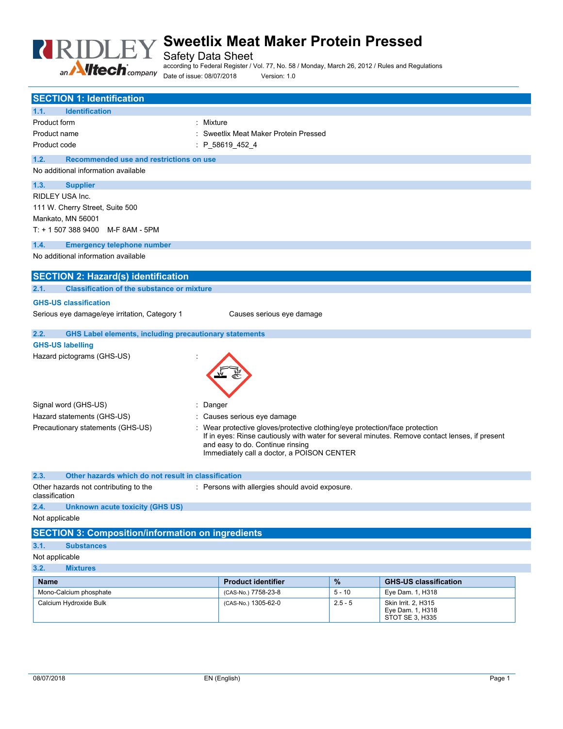# Sweetlix Meat Maker Protein Pressed

Safety Data Sheet

according to Federal Register / Vol. 77, No. 58 / Monday, March 26, 2012 / Rules and Regulations

Date of issue: 08/07/2018 Version: 1.0

## SECTION 1: Identification

### 1.1. Identification

Product form : Mixture

Product name : Sweetlix Meat Maker Protein Pressed

Product code : P_58619_452_4

### 1.2. Recommended use and restrictions on use

No additional information available

### 1.3. Supplier

RIDLEY USA Inc.
111 W. Cherry Street, Suite 500
Mankato, MN 56001
T: + 1 507 388 9400 M-F 8AM - 5PM

### 1.4. Emergency telephone number

No additional information available

## SECTION 2: Hazard(s) identification

### 2.1. Classification of the substance or mixture

**GHS-US classification**

Serious eye damage/eye irritation, Category 1 Causes serious eye damage

### 2.2. GHS Label elements, including precautionary statements

**GHS-US labelling**

Hazard pictograms (GHS-US) :

Signal word (GHS-US) : Danger

Hazard statements (GHS-US) : Causes serious eye damage

Precautionary statements (GHS-US) : Wear protective gloves/protective clothing/eye protection/face protection
If in eyes: Rinse cautiously with water for several minutes. Remove contact lenses, if present and easy to do. Continue rinsing
Immediately call a doctor, a POISON CENTER

### 2.3. Other hazards which do not result in classification

Other hazards not contributing to the classification : Persons with allergies should avoid exposure.

### 2.4. Unknown acute toxicity (GHS US)

Not applicable

## SECTION 3: Composition/information on ingredients

### 3.1. Substances

Not applicable

### 3.2. Mixtures

| Name | Product identifier | % | GHS-US classification |
|---|---|---|---|
| Mono-Calcium phosphate | (CAS-No.) 7758-23-8 | 5 - 10 | Eye Dam. 1, H318 |
| Calcium Hydroxide Bulk | (CAS-No.) 1305-62-0 | 2.5 - 5 | Skin Irrit. 2, H315<br>Eye Dam. 1, H318<br>STOT SE 3, H335 |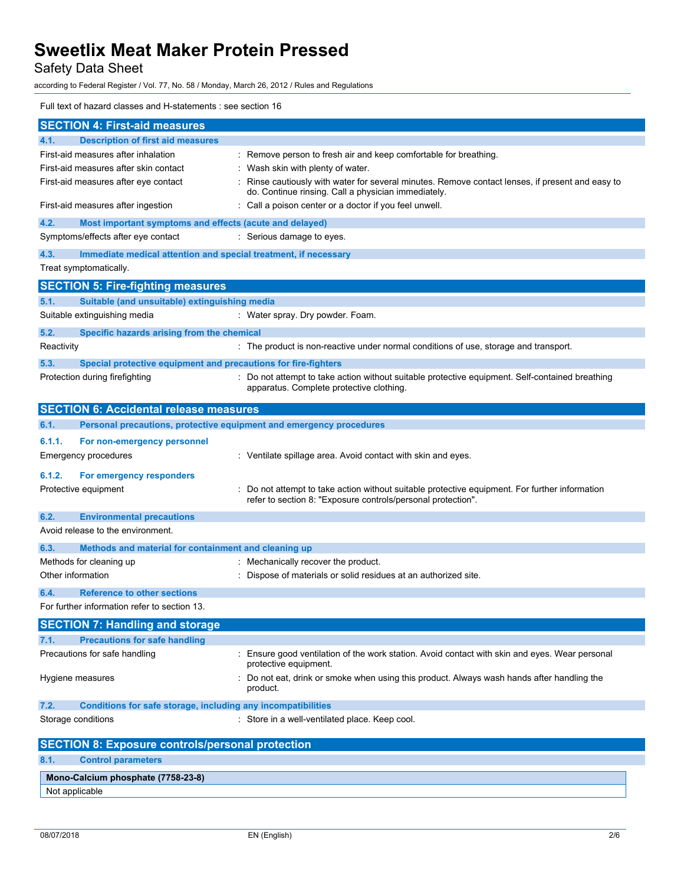Full text of hazard classes and H-statements : see section 16

## SECTION 4: First-aid measures

### 4.1. Description of first aid measures

| | |
|---|---|
| First-aid measures after inhalation | : Remove person to fresh air and keep comfortable for breathing. |
| First-aid measures after skin contact | : Wash skin with plenty of water. |
| First-aid measures after eye contact | : Rinse cautiously with water for several minutes. Remove contact lenses, if present and easy to do. Continue rinsing. Call a physician immediately. |
| First-aid measures after ingestion | : Call a poison center or a doctor if you feel unwell. |

### 4.2. Most important symptoms and effects (acute and delayed)

| | |
|---|---|
| Symptoms/effects after eye contact | : Serious damage to eyes. |

### 4.3. Immediate medical attention and special treatment, if necessary

Treat symptomatically.

## SECTION 5: Fire-fighting measures

### 5.1. Suitable (and unsuitable) extinguishing media

| | |
|---|---|
| Suitable extinguishing media | : Water spray. Dry powder. Foam. |

### 5.2. Specific hazards arising from the chemical

| | |
|---|---|
| Reactivity | : The product is non-reactive under normal conditions of use, storage and transport. |

### 5.3. Special protective equipment and precautions for fire-fighters

| | |
|---|---|
| Protection during firefighting | : Do not attempt to take action without suitable protective equipment. Self-contained breathing apparatus. Complete protective clothing. |

## SECTION 6: Accidental release measures

### 6.1. Personal precautions, protective equipment and emergency procedures

#### 6.1.1. For non-emergency personnel

| | |
|---|---|
| Emergency procedures | : Ventilate spillage area. Avoid contact with skin and eyes. |

#### 6.1.2. For emergency responders

| | |
|---|---|
| Protective equipment | : Do not attempt to take action without suitable protective equipment. For further information refer to section 8: "Exposure controls/personal protection". |

### 6.2. Environmental precautions

Avoid release to the environment.

### 6.3. Methods and material for containment and cleaning up

| | |
|---|---|
| Methods for cleaning up | : Mechanically recover the product. |
| Other information | : Dispose of materials or solid residues at an authorized site. |

### 6.4. Reference to other sections

For further information refer to section 13.

## SECTION 7: Handling and storage

### 7.1. Precautions for safe handling

| | |
|---|---|
| Precautions for safe handling | : Ensure good ventilation of the work station. Avoid contact with skin and eyes. Wear personal protective equipment. |
| Hygiene measures | : Do not eat, drink or smoke when using this product. Always wash hands after handling the product. |

### 7.2. Conditions for safe storage, including any incompatibilities

| | |
|---|---|
| Storage conditions | : Store in a well-ventilated place. Keep cool. |

## SECTION 8: Exposure controls/personal protection

### 8.1. Control parameters

| Mono-Calcium phosphate (7758-23-8) |
|---|
| Not applicable |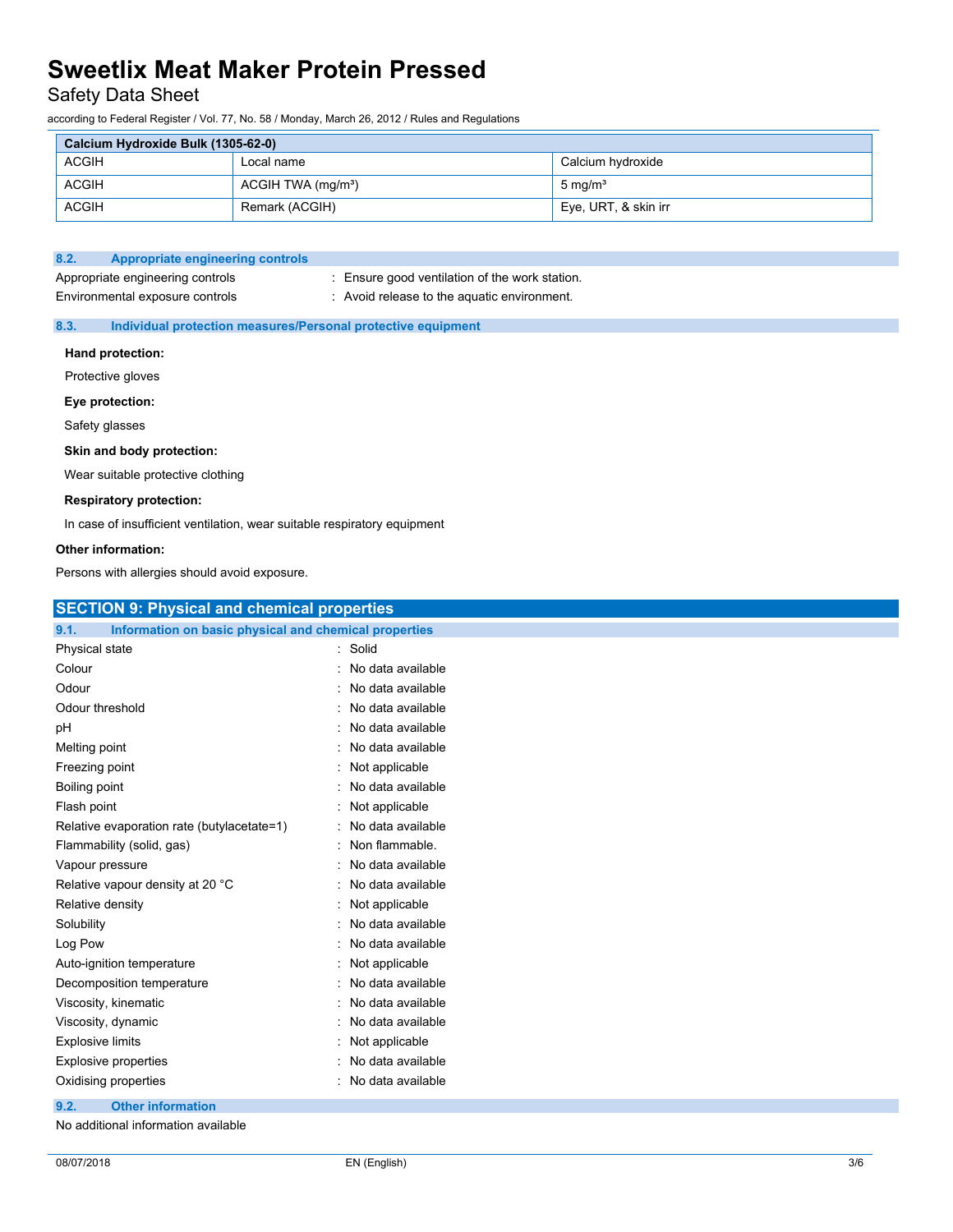| Calcium Hydroxide Bulk (1305-62-0) | | |
|---|---|---|
| ACGIH | Local name | Calcium hydroxide |
| ACGIH | ACGIH TWA (mg/m³) | 5 mg/m³ |
| ACGIH | Remark (ACGIH) | Eye, URT, & skin irr |

### 8.2. Appropriate engineering controls

Appropriate engineering controls : Ensure good ventilation of the work station.

Environmental exposure controls : Avoid release to the aquatic environment.

### 8.3. Individual protection measures/Personal protective equipment

**Hand protection:**

Protective gloves

**Eye protection:**

Safety glasses

**Skin and body protection:**

Wear suitable protective clothing

**Respiratory protection:**

In case of insufficient ventilation, wear suitable respiratory equipment

**Other information:**

Persons with allergies should avoid exposure.

## SECTION 9: Physical and chemical properties

### 9.1. Information on basic physical and chemical properties

| | |
|---|---|
| Physical state | : Solid |
| Colour | : No data available |
| Odour | : No data available |
| Odour threshold | : No data available |
| pH | : No data available |
| Melting point | : No data available |
| Freezing point | : Not applicable |
| Boiling point | : No data available |
| Flash point | : Not applicable |
| Relative evaporation rate (butylacetate=1) | : No data available |
| Flammability (solid, gas) | : Non flammable. |
| Vapour pressure | : No data available |
| Relative vapour density at 20 °C | : No data available |
| Relative density | : Not applicable |
| Solubility | : No data available |
| Log Pow | : No data available |
| Auto-ignition temperature | : Not applicable |
| Decomposition temperature | : No data available |
| Viscosity, kinematic | : No data available |
| Viscosity, dynamic | : No data available |
| Explosive limits | : Not applicable |
| Explosive properties | : No data available |
| Oxidising properties | : No data available |

### 9.2. Other information

No additional information available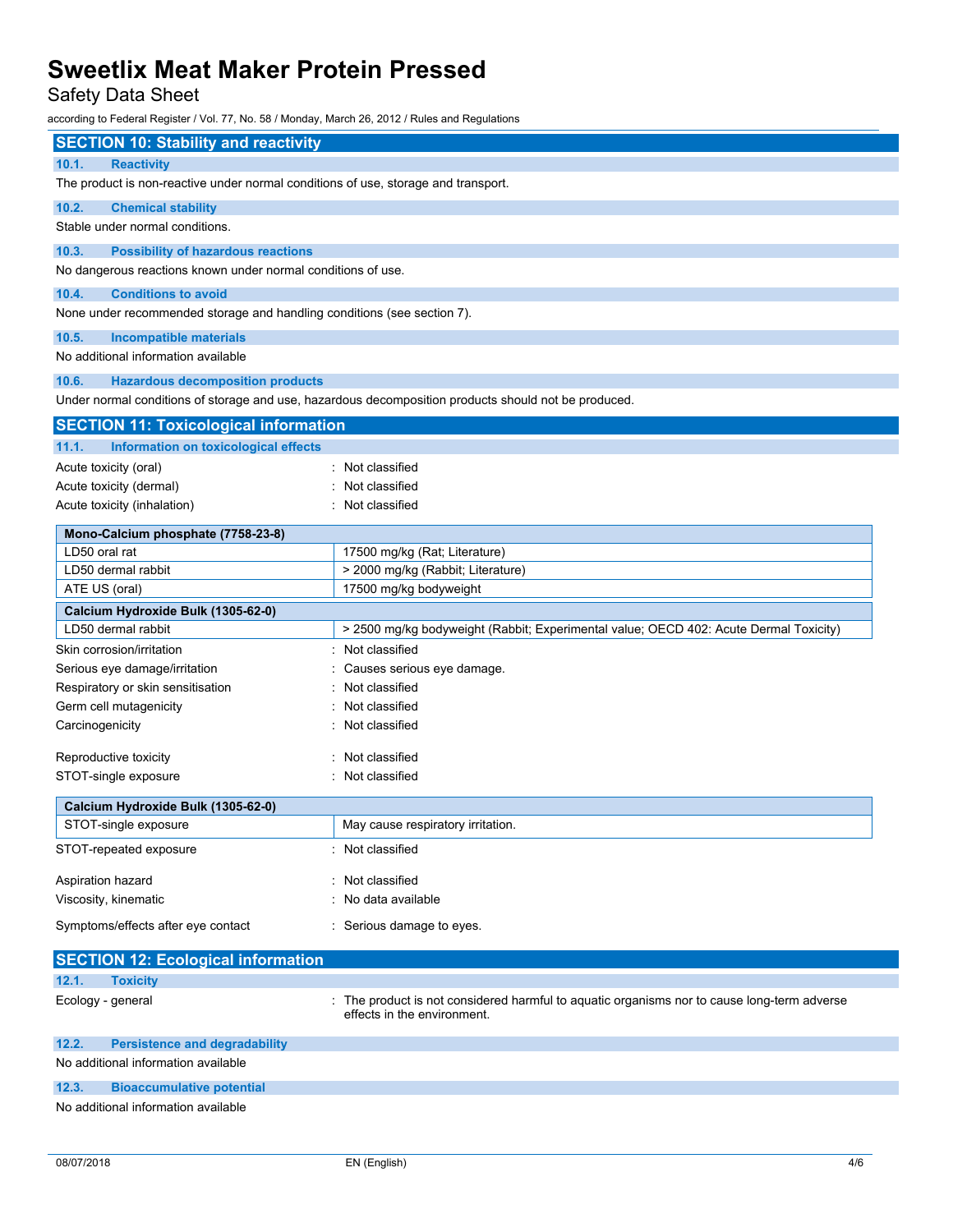## SECTION 10: Stability and reactivity

### 10.1. Reactivity

The product is non-reactive under normal conditions of use, storage and transport.

### 10.2. Chemical stability

Stable under normal conditions.

### 10.3. Possibility of hazardous reactions

No dangerous reactions known under normal conditions of use.

### 10.4. Conditions to avoid

None under recommended storage and handling conditions (see section 7).

### 10.5. Incompatible materials

No additional information available

### 10.6. Hazardous decomposition products

Under normal conditions of storage and use, hazardous decomposition products should not be produced.

## SECTION 11: Toxicological information

### 11.1. Information on toxicological effects

Acute toxicity (oral) : Not classified

Acute toxicity (dermal) : Not classified

Acute toxicity (inhalation) : Not classified

| Mono-Calcium phosphate (7758-23-8) | |
|---|---|
| LD50 oral rat | 17500 mg/kg (Rat; Literature) |
| LD50 dermal rabbit | > 2000 mg/kg (Rabbit; Literature) |
| ATE US (oral) | 17500 mg/kg bodyweight |
| **Calcium Hydroxide Bulk (1305-62-0)** | |
| LD50 dermal rabbit | > 2500 mg/kg bodyweight (Rabbit; Experimental value; OECD 402: Acute Dermal Toxicity) |

Skin corrosion/irritation : Not classified

Serious eye damage/irritation : Causes serious eye damage.

Respiratory or skin sensitisation : Not classified

Germ cell mutagenicity : Not classified

Carcinogenicity : Not classified

Reproductive toxicity : Not classified

STOT-single exposure : Not classified

| Calcium Hydroxide Bulk (1305-62-0) | |
|---|---|
| STOT-single exposure | May cause respiratory irritation. |

STOT-repeated exposure : Not classified

Aspiration hazard : Not classified

Viscosity, kinematic : No data available

Symptoms/effects after eye contact : Serious damage to eyes.

## SECTION 12: Ecological information

### 12.1. Toxicity

Ecology - general : The product is not considered harmful to aquatic organisms nor to cause long-term adverse effects in the environment.

### 12.2. Persistence and degradability

No additional information available

### 12.3. Bioaccumulative potential

No additional information available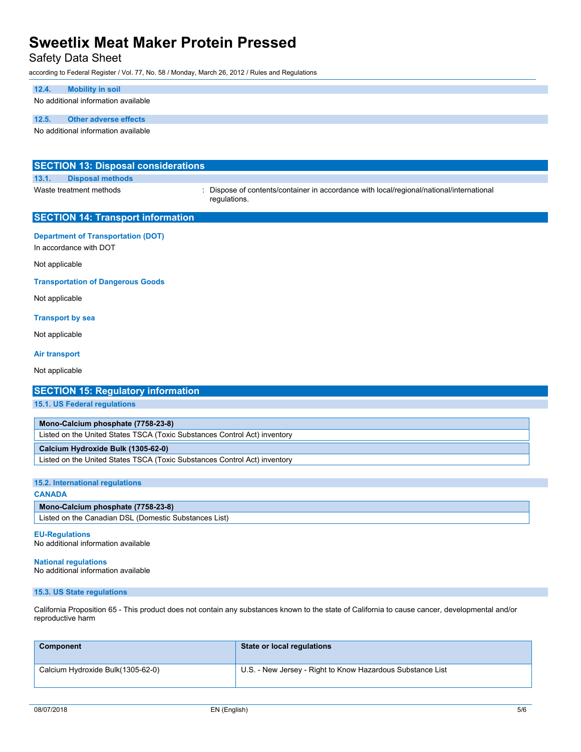### 12.4. Mobility in soil

No additional information available

### 12.5. Other adverse effects

No additional information available

## SECTION 13: Disposal considerations

### 13.1. Disposal methods

Waste treatment methods : Dispose of contents/container in accordance with local/regional/national/international regulations.

## SECTION 14: Transport information

**Department of Transportation (DOT)**

In accordance with DOT

Not applicable

**Transportation of Dangerous Goods**

Not applicable

**Transport by sea**

Not applicable

**Air transport**

Not applicable

## SECTION 15: Regulatory information

### 15.1. US Federal regulations

| Mono-Calcium phosphate (7758-23-8) |
|---|
| Listed on the United States TSCA (Toxic Substances Control Act) inventory |

| Calcium Hydroxide Bulk (1305-62-0) |
|---|
| Listed on the United States TSCA (Toxic Substances Control Act) inventory |

### 15.2. International regulations

**CANADA**

| Mono-Calcium phosphate (7758-23-8) |
|---|
| Listed on the Canadian DSL (Domestic Substances List) |

**EU-Regulations**

No additional information available

**National regulations**

No additional information available

### 15.3. US State regulations

California Proposition 65 - This product does not contain any substances known to the state of California to cause cancer, developmental and/or reproductive harm

| Component | State or local regulations |
|---|---|
| Calcium Hydroxide Bulk(1305-62-0) | U.S. - New Jersey - Right to Know Hazardous Substance List |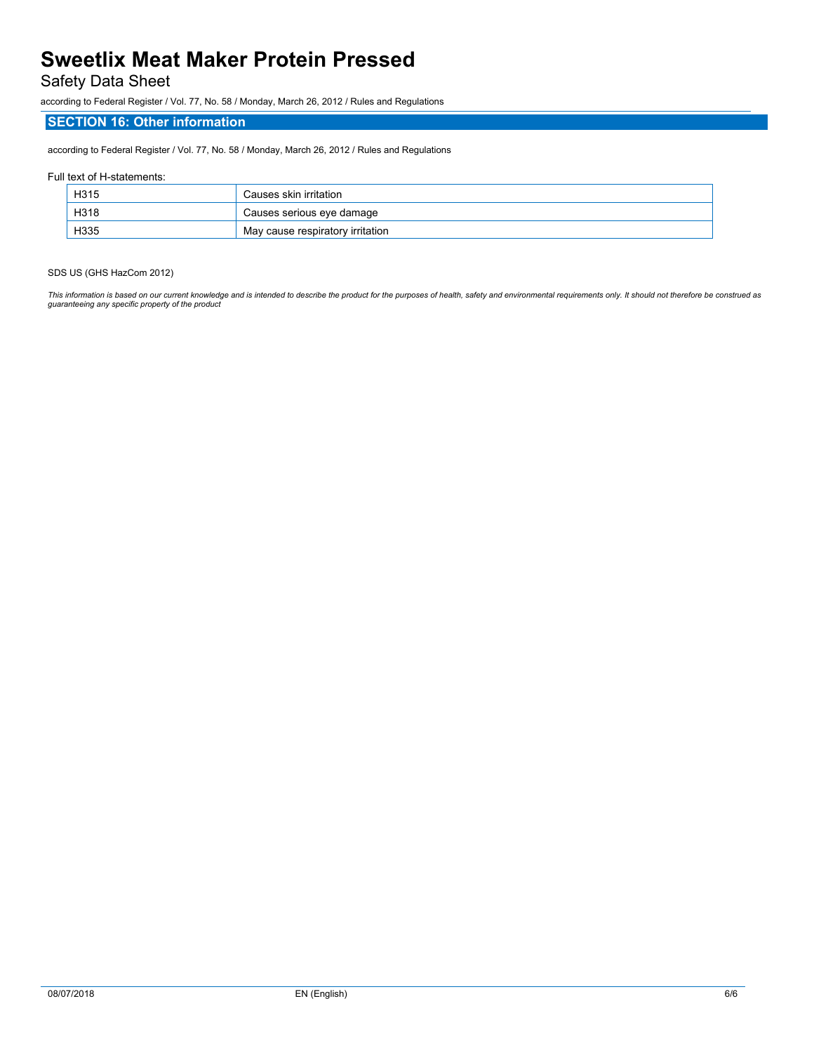## SECTION 16: Other information

according to Federal Register / Vol. 77, No. 58 / Monday, March 26, 2012 / Rules and Regulations

Full text of H-statements:

| | |
|---|---|
| H315 | Causes skin irritation |
| H318 | Causes serious eye damage |
| H335 | May cause respiratory irritation |

SDS US (GHS HazCom 2012)

*This information is based on our current knowledge and is intended to describe the product for the purposes of health, safety and environmental requirements only. It should not therefore be construed as guaranteeing any specific property of the product*